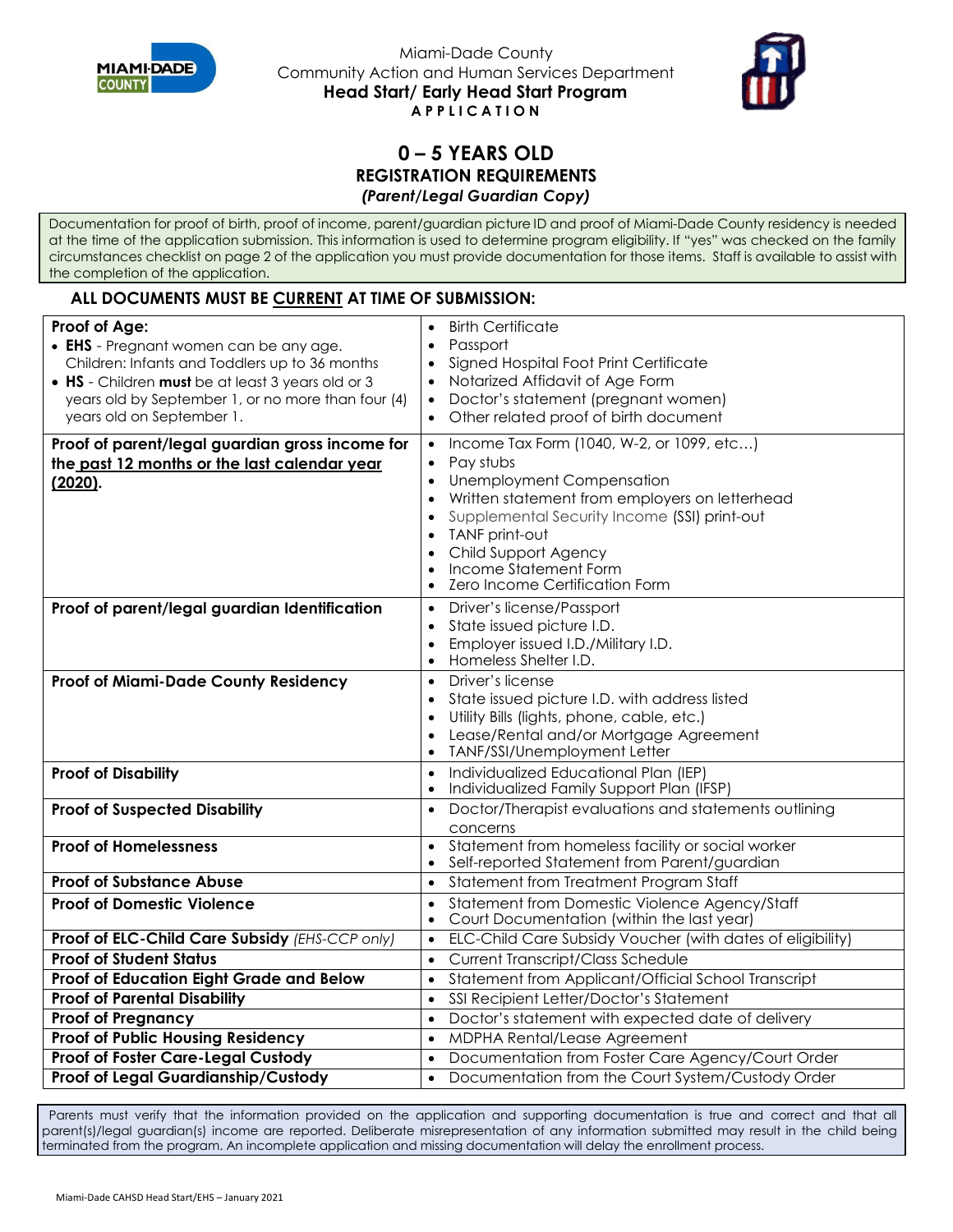Miami-Dade County

Community Action and Human Services Department

**Head Start/ Early Head Start Program**

**APPLICATION**

# 0 – 5 YEARS OLD

## REGISTRATION REQUIREMENTS

***(Parent/Legal Guardian Copy)***

Documentation for proof of birth, proof of income, parent/guardian picture ID and proof of Miami-Dade County residency is needed at the time of the application submission. This information is used to determine program eligibility. If "yes" was checked on the family circumstances checklist on page 2 of the application you must provide documentation for those items. Staff is available to assist with the completion of the application.

**ALL DOCUMENTS MUST BE CURRENT AT TIME OF SUBMISSION:**

| Requirement | Acceptable Documents |
|---|---|
| **Proof of Age:**<br>• **EHS** - Pregnant women can be any age. Children: Infants and Toddlers up to 36 months<br>• **HS** - Children **must** be at least 3 years old or 3 years old by September 1, or no more than four (4) years old on September 1. | • Birth Certificate<br>• Passport<br>• Signed Hospital Foot Print Certificate<br>• Notarized Affidavit of Age Form<br>• Doctor's statement (pregnant women)<br>• Other related proof of birth document |
| **Proof of parent/legal guardian gross income for the past 12 months or the last calendar year (2020).** | • Income Tax Form (1040, W-2, or 1099, etc…)<br>• Pay stubs<br>• Unemployment Compensation<br>• Written statement from employers on letterhead<br>• Supplemental Security Income (SSI) print-out<br>• TANF print-out<br>• Child Support Agency<br>• Income Statement Form<br>• Zero Income Certification Form |
| **Proof of parent/legal guardian Identification** | • Driver's license/Passport<br>• State issued picture I.D.<br>• Employer issued I.D./Military I.D.<br>• Homeless Shelter I.D. |
| **Proof of Miami-Dade County Residency** | • Driver's license<br>• State issued picture I.D. with address listed<br>• Utility Bills (lights, phone, cable, etc.)<br>• Lease/Rental and/or Mortgage Agreement<br>• TANF/SSI/Unemployment Letter |
| **Proof of Disability** | • Individualized Educational Plan (IEP)<br>• Individualized Family Support Plan (IFSP) |
| **Proof of Suspected Disability** | • Doctor/Therapist evaluations and statements outlining concerns |
| **Proof of Homelessness** | • Statement from homeless facility or social worker<br>• Self-reported Statement from Parent/guardian |
| **Proof of Substance Abuse** | • Statement from Treatment Program Staff |
| **Proof of Domestic Violence** | • Statement from Domestic Violence Agency/Staff<br>• Court Documentation (within the last year) |
| **Proof of ELC-Child Care Subsidy** *(EHS-CCP only)* | • ELC-Child Care Subsidy Voucher (with dates of eligibility) |
| **Proof of Student Status** | • Current Transcript/Class Schedule |
| **Proof of Education Eight Grade and Below** | • Statement from Applicant/Official School Transcript |
| **Proof of Parental Disability** | • SSI Recipient Letter/Doctor's Statement |
| **Proof of Pregnancy** | • Doctor's statement with expected date of delivery |
| **Proof of Public Housing Residency** | • MDPHA Rental/Lease Agreement |
| **Proof of Foster Care-Legal Custody** | • Documentation from Foster Care Agency/Court Order |
| **Proof of Legal Guardianship/Custody** | • Documentation from the Court System/Custody Order |

Parents must verify that the information provided on the application and supporting documentation is true and correct and that all parent(s)/legal guardian(s) income are reported. Deliberate misrepresentation of any information submitted may result in the child being terminated from the program. An incomplete application and missing documentation will delay the enrollment process.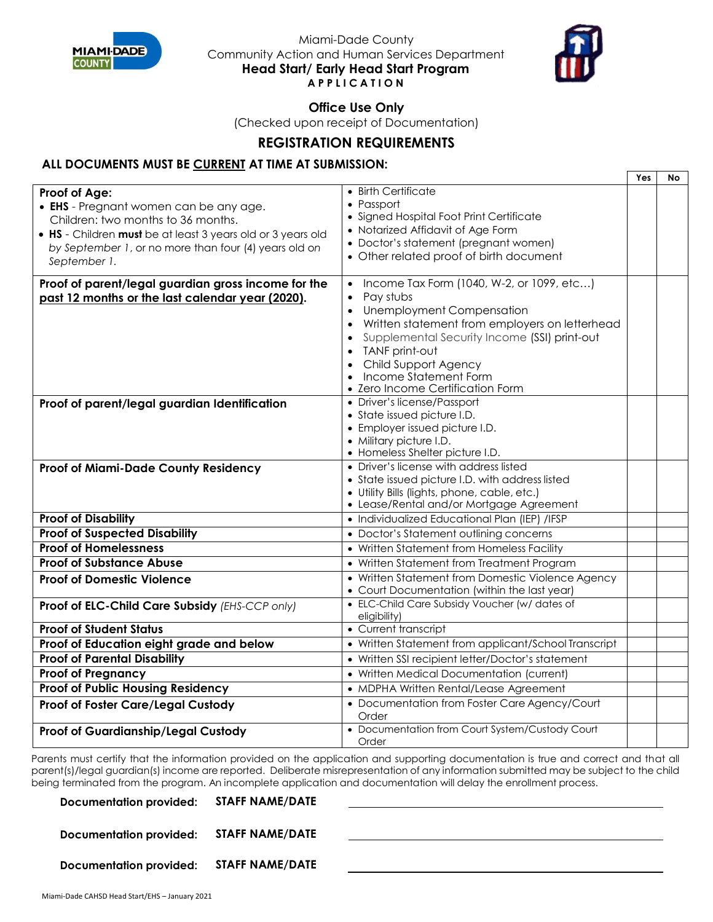Miami-Dade County
Community Action and Human Services Department
**Head Start/ Early Head Start Program**
**APPLICATION**

## Office Use Only

(Checked upon receipt of Documentation)

## REGISTRATION REQUIREMENTS

### ALL DOCUMENTS MUST BE CURRENT AT TIME AT SUBMISSION:

| | | Yes | No |
|---|---|---|---|
| **Proof of Age:**<br>• **EHS** - Pregnant women can be any age. Children: two months to 36 months.<br>• **HS** - Children **must** be at least 3 years old or 3 years old *by September 1*, or no more than four (4) years old *on September 1*. | • Birth Certificate<br>• Passport<br>• Signed Hospital Foot Print Certificate<br>• Notarized Affidavit of Age Form<br>• Doctor's statement (pregnant women)<br>• Other related proof of birth document | | |
| **Proof of parent/legal guardian gross income for the past 12 months or the last calendar year (2020).** | • Income Tax Form (1040, W-2, or 1099, etc…)<br>• Pay stubs<br>• Unemployment Compensation<br>• Written statement from employers on letterhead<br>• Supplemental Security Income (SSI) print-out<br>• TANF print-out<br>• Child Support Agency<br>• Income Statement Form<br>• Zero Income Certification Form | | |
| **Proof of parent/legal guardian Identification** | • Driver's license/Passport<br>• State issued picture I.D.<br>• Employer issued picture I.D.<br>• Military picture I.D.<br>• Homeless Shelter picture I.D. | | |
| **Proof of Miami-Dade County Residency** | • Driver's license with address listed<br>• State issued picture I.D. with address listed<br>• Utility Bills (lights, phone, cable, etc.)<br>• Lease/Rental and/or Mortgage Agreement | | |
| **Proof of Disability** | • Individualized Educational Plan (IEP) /IFSP | | |
| **Proof of Suspected Disability** | • Doctor's Statement outlining concerns | | |
| **Proof of Homelessness** | • Written Statement from Homeless Facility | | |
| **Proof of Substance Abuse** | • Written Statement from Treatment Program | | |
| **Proof of Domestic Violence** | • Written Statement from Domestic Violence Agency<br>• Court Documentation (within the last year) | | |
| **Proof of ELC-Child Care Subsidy** *(EHS-CCP only)* | • ELC-Child Care Subsidy Voucher (w/ dates of eligibility) | | |
| **Proof of Student Status** | • Current transcript | | |
| **Proof of Education eight grade and below** | • Written Statement from applicant/School Transcript | | |
| **Proof of Parental Disability** | • Written SSI recipient letter/Doctor's statement | | |
| **Proof of Pregnancy** | • Written Medical Documentation (current) | | |
| **Proof of Public Housing Residency** | • MDPHA Written Rental/Lease Agreement | | |
| **Proof of Foster Care/Legal Custody** | • Documentation from Foster Care Agency/Court Order | | |
| **Proof of Guardianship/Legal Custody** | • Documentation from Court System/Custody Court Order | | |

Parents must certify that the information provided on the application and supporting documentation is true and correct and that all parent(s)/legal guardian(s) income are reported. Deliberate misrepresentation of any information submitted may be subject to the child being terminated from the program. An incomplete application and documentation will delay the enrollment process.

**Documentation provided:** **STAFF NAME/DATE** ______________________________

**Documentation provided:** **STAFF NAME/DATE** ______________________________

**Documentation provided:** **STAFF NAME/DATE** ______________________________

Miami-Dade CAHSD Head Start/EHS – January 2021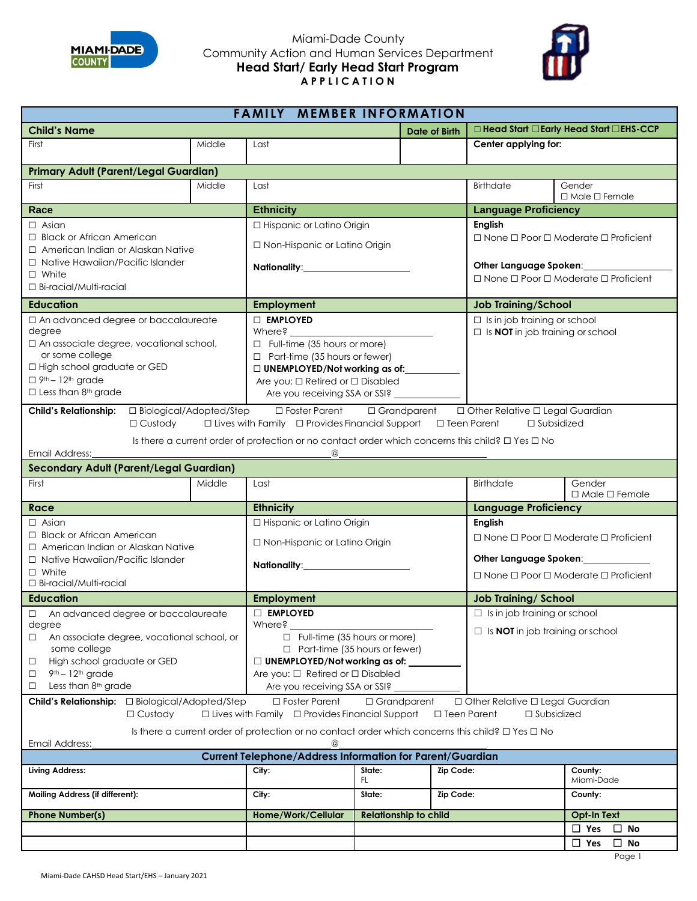Miami-Dade County
Community Action and Human Services Department
**Head Start/ Early Head Start Program**
**APPLICATION**

## FAMILY MEMBER INFORMATION

| **Child's Name** | | | **Date of Birth** | ☐ **Head Start** ☐ **Early Head Start** ☐ **EHS-CCP** |
|---|---|---|---|---|
| First | Middle | Last | | **Center applying for:** |

### Primary Adult (Parent/Legal Guardian)

| First | Middle | Last | Birthdate | Gender ☐ Male ☐ Female |
|---|---|---|---|---|

| **Race** | **Ethnicity** | **Language Proficiency** |
|---|---|---|
| ☐ Asian<br>☐ Black or African American<br>☐ American Indian or Alaskan Native<br>☐ Native Hawaiian/Pacific Islander<br>☐ White<br>☐ Bi-racial/Multi-racial | ☐ Hispanic or Latino Origin<br>☐ Non-Hispanic or Latino Origin<br>**Nationality**:____________________ | **English**<br>☐ None ☐ Poor ☐ Moderate ☐ Proficient<br>**Other Language Spoken**:____________________<br>☐ None ☐ Poor ☐ Moderate ☐ Proficient |

| **Education** | **Employment** | **Job Training/School** |
|---|---|---|
| ☐ An advanced degree or baccalaureate degree<br>☐ An associate degree, vocational school, or some college<br>☐ High school graduate or GED<br>☐ 9th – 12th grade<br>☐ Less than 8th grade | ☐ **EMPLOYED**<br>Where? ____________________<br>☐ Full-time (35 hours or more)<br>☐ Part-time (35 hours or fewer)<br>☐ **UNEMPLOYED/Not working as of:**__________<br>Are you: ☐ Retired or ☐ Disabled<br>Are you receiving SSA or SSI? __________ | ☐ Is in job training or school<br>☐ Is **NOT** in job training or school |

**Child's Relationship:** ☐ Biological/Adopted/Step ☐ Foster Parent ☐ Grandparent ☐ Other Relative ☐ Legal Guardian ☐ Custody ☐ Lives with Family ☐ Provides Financial Support ☐ Teen Parent ☐ Subsidized

Is there a current order of protection or no contact order which concerns this child? ☐ Yes ☐ No

Email Address:______________________________@______________________________

### Secondary Adult (Parent/Legal Guardian)

| First | Middle | Last | Birthdate | Gender ☐ Male ☐ Female |
|---|---|---|---|---|

| **Race** | **Ethnicity** | **Language Proficiency** |
|---|---|---|
| ☐ Asian<br>☐ Black or African American<br>☐ American Indian or Alaskan Native<br>☐ Native Hawaiian/Pacific Islander<br>☐ White<br>☐ Bi-racial/Multi-racial | ☐ Hispanic or Latino Origin<br>☐ Non-Hispanic or Latino Origin<br>**Nationality**:____________________ | **English**<br>☐ None ☐ Poor ☐ Moderate ☐ Proficient<br>**Other Language Spoken**:____________________<br>☐ None ☐ Poor ☐ Moderate ☐ Proficient |

| **Education** | **Employment** | **Job Training/ School** |
|---|---|---|
| ☐ An advanced degree or baccalaureate degree<br>☐ An associate degree, vocational school, or some college<br>☐ High school graduate or GED<br>☐ 9th – 12th grade<br>☐ Less than 8th grade | ☐ **EMPLOYED**<br>Where? ____________________<br>☐ Full-time (35 hours or more)<br>☐ Part-time (35 hours or fewer)<br>☐ **UNEMPLOYED/Not working as of:** __________<br>Are you: ☐ Retired or ☐ Disabled<br>Are you receiving SSA or SSI? __________ | ☐ Is in job training or school<br>☐ Is **NOT** in job training or school |

**Child's Relationship:** ☐ Biological/Adopted/Step ☐ Foster Parent ☐ Grandparent ☐ Other Relative ☐ Legal Guardian ☐ Custody ☐ Lives with Family ☐ Provides Financial Support ☐ Teen Parent ☐ Subsidized

Is there a current order of protection or no contact order which concerns this child? ☐ Yes ☐ No

Email Address:______________________________@______________________________

### Current Telephone/Address Information for Parent/Guardian

| **Living Address:** | **City:** | **State:** FL | **Zip Code:** | **County:** Miami-Dade |
|---|---|---|---|---|
| **Mailing Address (if different):** | **City:** | **State:** | **Zip Code:** | **County:** |

| **Phone Number(s)** | **Home/Work/Cellular** | **Relationship to child** | **Opt-In Text** |
|---|---|---|---|
| | | | ☐ **Yes** ☐ **No** |
| | | | ☐ **Yes** ☐ **No** |

Miami-Dade CAHSD Head Start/EHS – January 2021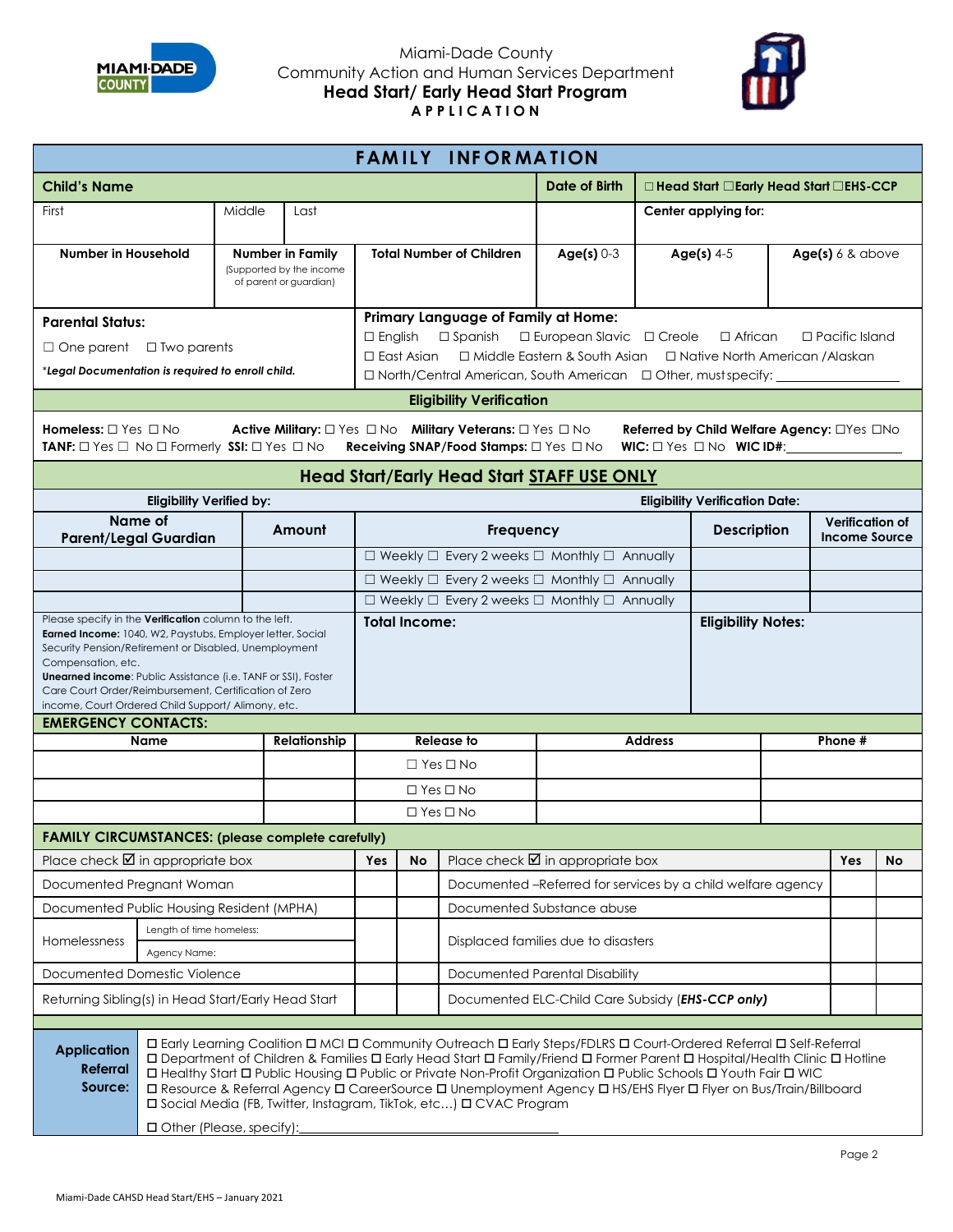Miami-Dade County
Community Action and Human Services Department
**Head Start/ Early Head Start Program**
**APPLICATION**

## FAMILY INFORMATION

| **Child's Name** | | | **Date of Birth** | ☐ **Head Start** ☐ **Early Head Start** ☐ **EHS-CCP** | |
|---|---|---|---|---|---|
| First | Middle | Last | | **Center applying for:** | |
| **Number in Household** | **Number in Family** (Supported by the income of parent or guardian) | **Total Number of Children** | **Age(s)** 0-3 | **Age(s)** 4-5 | **Age(s)** 6 & above |

**Parental Status:**

☐ One parent ☐ Two parents

*\*Legal Documentation is required to enroll child.*

**Primary Language of Family at Home:**

☐ English ☐ Spanish ☐ European Slavic ☐ Creole ☐ African ☐ Pacific Island
☐ East Asian ☐ Middle Eastern & South Asian ☐ Native North American /Alaskan
☐ North/Central American, South American ☐ Other, must specify: _______________

### Eligibility Verification

**Homeless:** ☐ Yes ☐ No **Active Military:** ☐ Yes ☐ No **Military Veterans:** ☐ Yes ☐ No **Referred by Child Welfare Agency:** ☐Yes ☐No
**TANF:** ☐ Yes ☐ No ☐ Formerly **SSI:** ☐ Yes ☐ No **Receiving SNAP/Food Stamps:** ☐ Yes ☐ No **WIC:** ☐ Yes ☐ No **WIC ID#:**_______________

### Head Start/Early Head Start STAFF USE ONLY

**Eligibility Verified by:** **Eligibility Verification Date:**

| Name of Parent/Legal Guardian | Amount | Frequency | Description | Verification of Income Source |
|---|---|---|---|---|
| | | ☐ Weekly ☐ Every 2 weeks ☐ Monthly ☐ Annually | | |
| | | ☐ Weekly ☐ Every 2 weeks ☐ Monthly ☐ Annually | | |
| | | ☐ Weekly ☐ Every 2 weeks ☐ Monthly ☐ Annually | | |

Please specify in the **Verification** column to the left.
**Earned Income:** 1040, W2, Paystubs, Employer letter, Social Security Pension/Retirement or Disabled, Unemployment Compensation, etc.
**Unearned income**: Public Assistance (i.e. TANF or SSI), Foster Care Court Order/Reimbursement, Certification of Zero income, Court Ordered Child Support/ Alimony, etc.

**Total Income:**

**Eligibility Notes:**

### EMERGENCY CONTACTS:

| Name | Relationship | Release to | Address | Phone # |
|---|---|---|---|---|
| | | ☐ Yes ☐ No | | |
| | | ☐ Yes ☐ No | | |
| | | ☐ Yes ☐ No | | |

### FAMILY CIRCUMSTANCES: (please complete carefully)

| Place check ☑ in appropriate box | Yes | No | Place check ☑ in appropriate box | Yes | No |
|---|---|---|---|---|---|
| Documented Pregnant Woman | | | Documented –Referred for services by a child welfare agency | | |
| Documented Public Housing Resident (MPHA) | | | Documented Substance abuse | | |
| Homelessness — Length of time homeless: / Agency Name: | | | Displaced families due to disasters | | |
| Documented Domestic Violence | | | Documented Parental Disability | | |
| Returning Sibling(s) in Head Start/Early Head Start | | | Documented ELC-Child Care Subsidy (***EHS-CCP only***) | | |

**Application Referral Source:**

☐ Early Learning Coalition ☐ MCI ☐ Community Outreach ☐ Early Steps/FDLRS ☐ Court-Ordered Referral ☐ Self-Referral
☐ Department of Children & Families ☐ Early Head Start ☐ Family/Friend ☐ Former Parent ☐ Hospital/Health Clinic ☐ Hotline
☐ Healthy Start ☐ Public Housing ☐ Public or Private Non-Profit Organization ☐ Public Schools ☐ Youth Fair ☐ WIC
☐ Resource & Referral Agency ☐ CareerSource ☐ Unemployment Agency ☐ HS/EHS Flyer ☐ Flyer on Bus/Train/Billboard
☐ Social Media (FB, Twitter, Instagram, TikTok, etc…) ☐ CVAC Program

☐ Other (Please, specify):_______________________________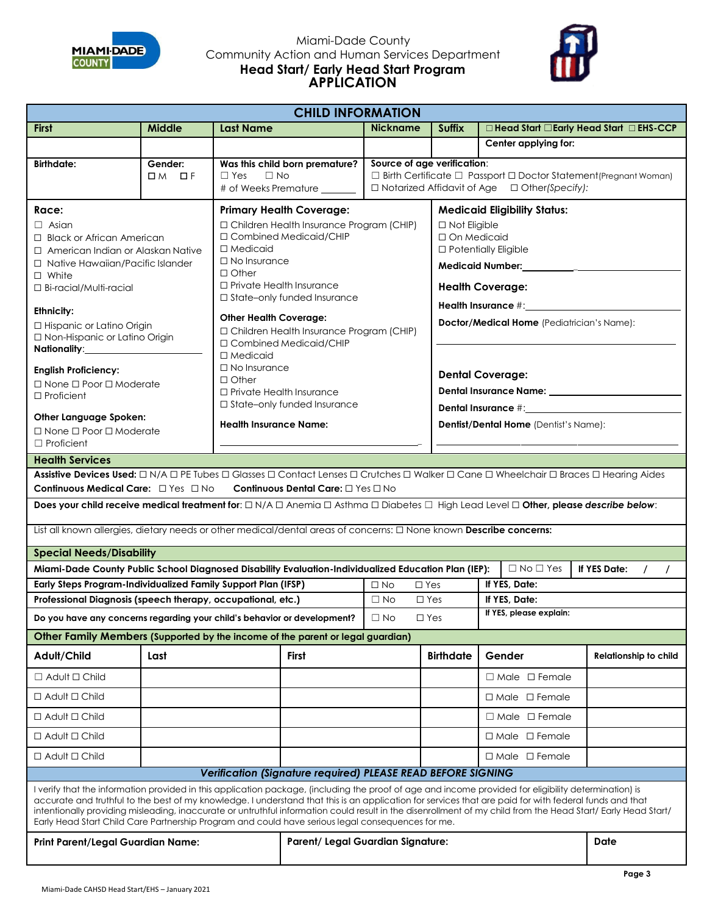Miami-Dade County
Community Action and Human Services Department
**Head Start/ Early Head Start Program**
**APPLICATION**

## CHILD INFORMATION

| First | Middle | Last Name | Nickname | Suffix | ☐ Head Start ☐ Early Head Start ☐ EHS-CCP |
|---|---|---|---|---|---|
| | | | | | Center applying for: |

| Birthdate: | Gender: ☐ M ☐ F | Was this child born premature? ☐ Yes ☐ No # of Weeks Premature ______ | Source of age verification: ☐ Birth Certificate ☐ Passport ☐ Doctor Statement (Pregnant Woman) ☐ Notarized Affidavit of Age ☐ Other (Specify): |
|---|---|---|---|

**Race:**
- ☐ Asian
- ☐ Black or African American
- ☐ American Indian or Alaskan Native
- ☐ Native Hawaiian/Pacific Islander
- ☐ White
- ☐ Bi-racial/Multi-racial

**Ethnicity:**
- ☐ Hispanic or Latino Origin
- ☐ Non-Hispanic or Latino Origin

**Nationality:** ____________

**English Proficiency:**
☐ None ☐ Poor ☐ Moderate ☐ Proficient

**Other Language Spoken:**
☐ None ☐ Poor ☐ Moderate ☐ Proficient

**Primary Health Coverage:**
- ☐ Children Health Insurance Program (CHIP)
- ☐ Combined Medicaid/CHIP
- ☐ Medicaid
- ☐ No Insurance
- ☐ Other
- ☐ Private Health Insurance
- ☐ State–only funded Insurance

**Other Health Coverage:**
- ☐ Children Health Insurance Program (CHIP)
- ☐ Combined Medicaid/CHIP
- ☐ Medicaid
- ☐ No Insurance
- ☐ Other
- ☐ Private Health Insurance
- ☐ State–only funded Insurance

**Health Insurance Name:**

______________________________

**Medicaid Eligibility Status:**
- ☐ Not Eligible
- ☐ On Medicaid
- ☐ Potentially Eligible

**Medicaid Number:** ____________

**Health Coverage:**

**Health Insurance #:** ____________

**Doctor/Medical Home** (Pediatrician's Name):

______________________________

**Dental Coverage:**

**Dental Insurance Name:** ____________

**Dental Insurance #:** ____________

**Dentist/Dental Home** (Dentist's Name):

______________________________

### Health Services

**Assistive Devices Used:** ☐ N/A ☐ PE Tubes ☐ Glasses ☐ Contact Lenses ☐ Crutches ☐ Walker ☐ Cane ☐ Wheelchair ☐ Braces ☐ Hearing Aides

**Continuous Medical Care:** ☐ Yes ☐ No **Continuous Dental Care:** ☐ Yes ☐ No

**Does your child receive medical treatment for:** ☐ N/A ☐ Anemia ☐ Asthma ☐ Diabetes ☐ High Lead Level ☐ **Other, please *describe below*:**

List all known allergies, dietary needs or other medical/dental areas of concerns: ☐ None known **Describe concerns:**

### Special Needs/Disability

| | | | |
|---|---|---|---|
| **Miami-Dade County Public School Diagnosed Disability Evaluation-Individualized Education Plan (IEP):** | ☐ No ☐ Yes | | **If YES Date:** / / |
| **Early Steps Program-Individualized Family Support Plan (IFSP)** | ☐ No | ☐ Yes | **If YES, Date:** |
| **Professional Diagnosis (speech therapy, occupational, etc.)** | ☐ No | ☐ Yes | **If YES, Date:** |
| **Do you have any concerns regarding your child's behavior or development?** | ☐ No | ☐ Yes | **If YES, please explain:** |

### Other Family Members (Supported by the income of the parent or legal guardian)

| Adult/Child | Last | First | Birthdate | Gender | Relationship to child |
|---|---|---|---|---|---|
| ☐ Adult ☐ Child | | | | ☐ Male ☐ Female | |
| ☐ Adult ☐ Child | | | | ☐ Male ☐ Female | |
| ☐ Adult ☐ Child | | | | ☐ Male ☐ Female | |
| ☐ Adult ☐ Child | | | | ☐ Male ☐ Female | |
| ☐ Adult ☐ Child | | | | ☐ Male ☐ Female | |

### *Verification (Signature required) PLEASE READ BEFORE SIGNING*

I verify that the information provided in this application package, (including the proof of age and income provided for eligibility determination) is accurate and truthful to the best of my knowledge. I understand that this is an application for services that are paid for with federal funds and that intentionally providing misleading, inaccurate or untruthful information could result in the disenrollment of my child from the Head Start/ Early Head Start/ Early Head Start Child Care Partnership Program and could have serious legal consequences for me.

| Print Parent/Legal Guardian Name: | Parent/ Legal Guardian Signature: | Date |
|---|---|---|
| | | |

Miami-Dade CAHSD Head Start/EHS – January 2021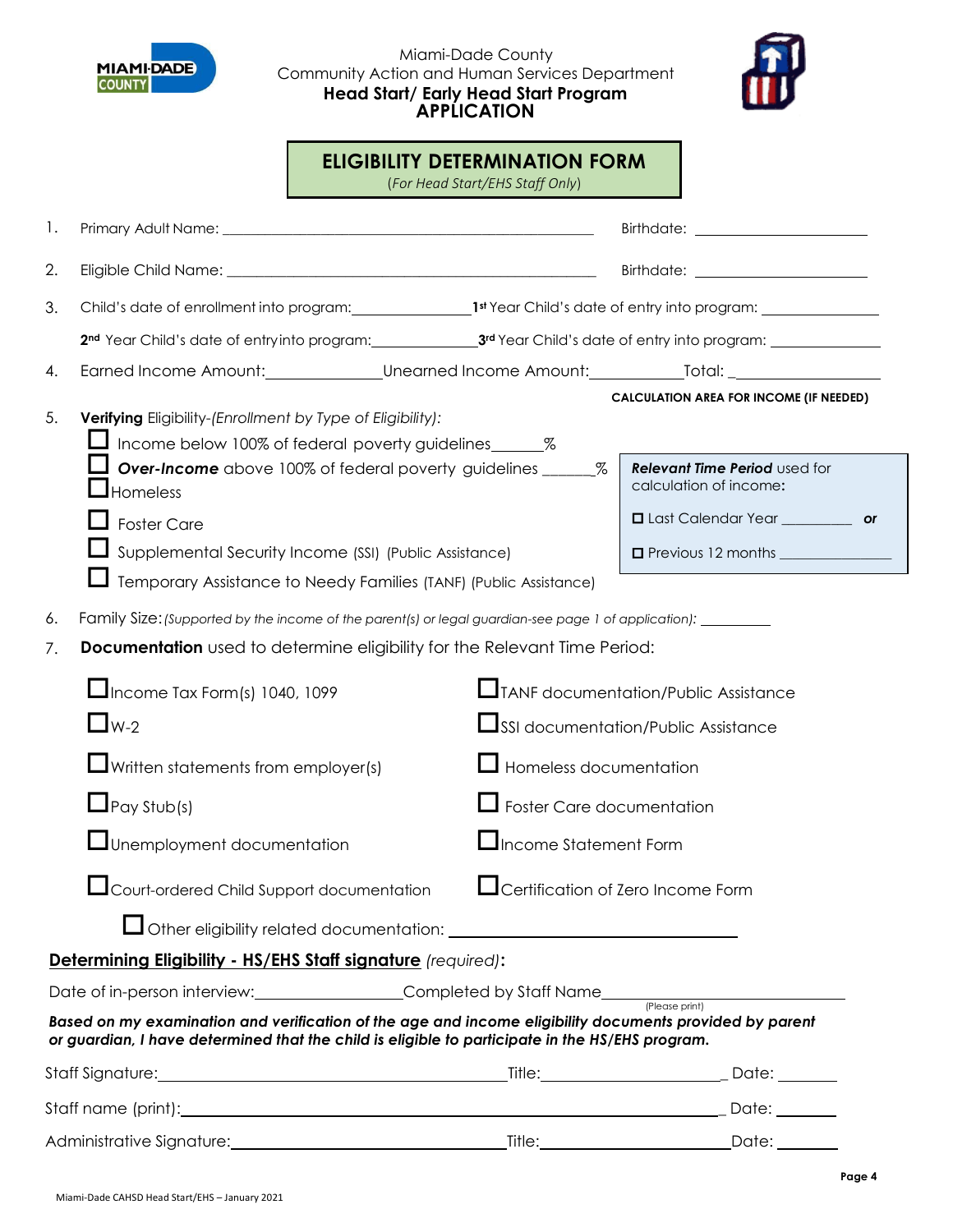Miami-Dade County
Community Action and Human Services Department
**Head Start/ Early Head Start Program**
**APPLICATION**

## ELIGIBILITY DETERMINATION FORM

(*For Head Start/EHS Staff Only*)

1. Primary Adult Name: ______________________________ Birthdate: ____________________
2. Eligible Child Name: ______________________________ Birthdate: ____________________
3. Child's date of enrollment into program:____________ 1st Year Child's date of entry into program: ____________

   2nd Year Child's date of entry into program:____________ 3rd Year Child's date of entry into program: ____________
4. Earned Income Amount:____________ Unearned Income Amount:____________ Total: ____________
5. **Verifying** Eligibility-*(Enrollment by Type of Eligibility):*
   - ☐ Income below 100% of federal poverty guidelines______%
   - ☐ ***Over-Income*** above 100% of federal poverty guidelines ______%
   - ☐ Homeless
   - ☐ Foster Care
   - ☐ Supplemental Security Income (SSI) (Public Assistance)
   - ☐ Temporary Assistance to Needy Families (TANF) (Public Assistance)

**CALCULATION AREA FOR INCOME (IF NEEDED)**

***Relevant Time Period*** used for calculation of income**:**

- ☐ Last Calendar Year __________ ***or***
- ☐ Previous 12 months ______________

6. Family Size: *(Supported by the income of the parent(s) or legal guardian-see page 1 of application):* __________
7. **Documentation** used to determine eligibility for the Relevant Time Period:

| | |
|---|---|
| ☐ Income Tax Form(s) 1040, 1099 | ☐ TANF documentation/Public Assistance |
| ☐ W-2 | ☐ SSI documentation/Public Assistance |
| ☐ Written statements from employer(s) | ☐ Homeless documentation |
| ☐ Pay Stub(s) | ☐ Foster Care documentation |
| ☐ Unemployment documentation | ☐ Income Statement Form |
| ☐ Court-ordered Child Support documentation | ☐ Certification of Zero Income Form |

☐ Other eligibility related documentation: ______________________________

**Determining Eligibility - HS/EHS Staff signature** *(required)***:**

Date of in-person interview:______________ Completed by Staff Name______________________
(Please print)

***Based on my examination and verification of the age and income eligibility documents provided by parent or guardian, I have determined that the child is eligible to participate in the HS/EHS program.***

Staff Signature:______________________________ Title:____________________ Date: ________

Staff name (print):____________________________________________________ Date: ________

Administrative Signature:______________________ Title:____________________ Date: ________

Miami-Dade CAHSD Head Start/EHS – January 2021